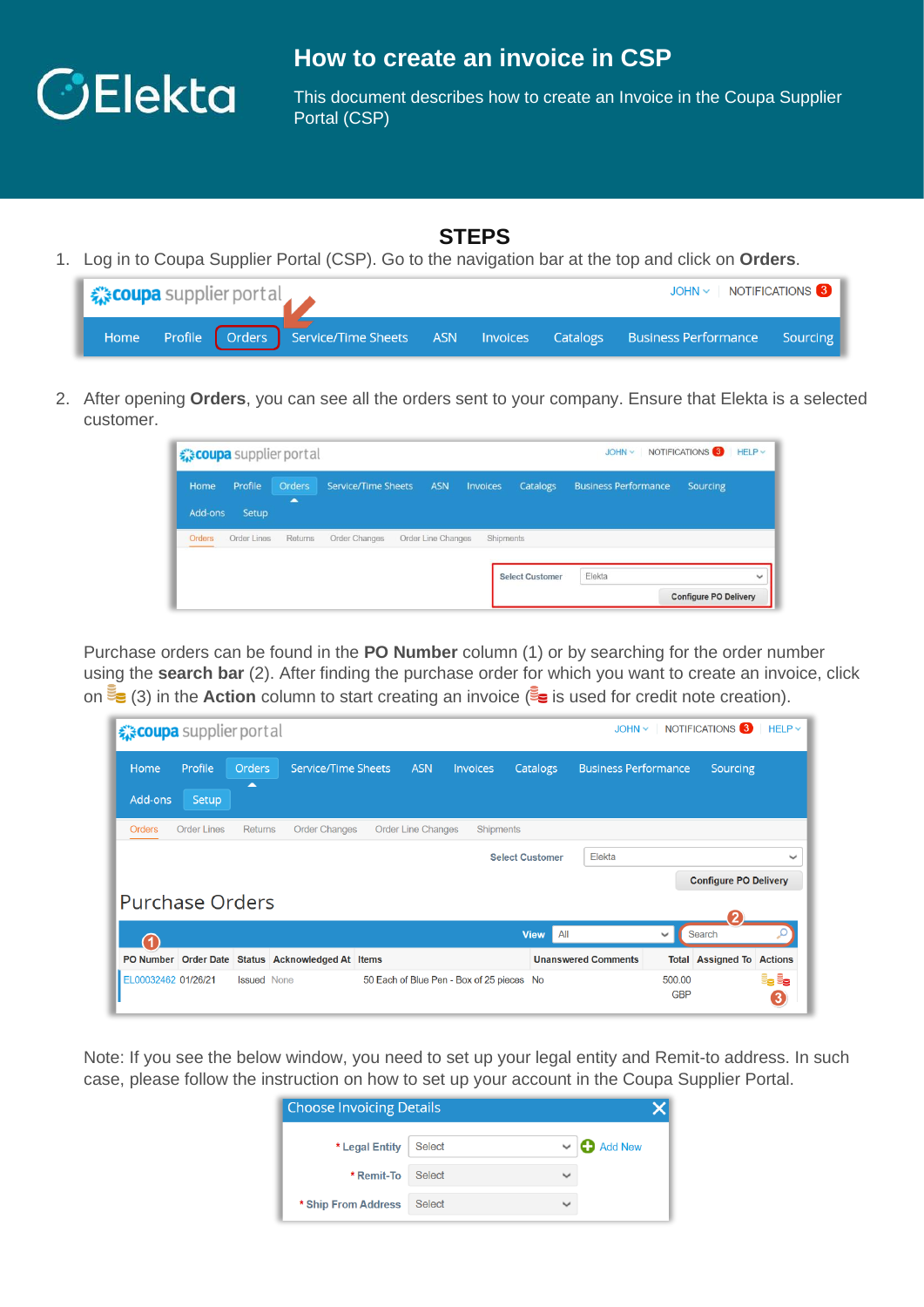# How to create an invoice in CSP

This document describes how to create an Invoice in the Coupa Supplier Portal (CSP)

## STEPS

1. Log in to Coupa Supplier Portal (CSP). Go to the navigation bar at the top and click on **Orders**.

2. After opening **Orders**, you can see all the orders sent to your company. Ensure that Elekta is a selected customer.

Purchase orders can be found in the **PO Number** column (1) or by searching for the order number using the **search bar** (2). After finding the purchase order for which you want to create an invoice, click on (3) in the **Action** column to start creating an invoice ( is used for credit note creation).

Note: If you see the below window, you need to set up your legal entity and Remit-to address. In such case, please follow the instruction on how to set up your account in the Coupa Supplier Portal.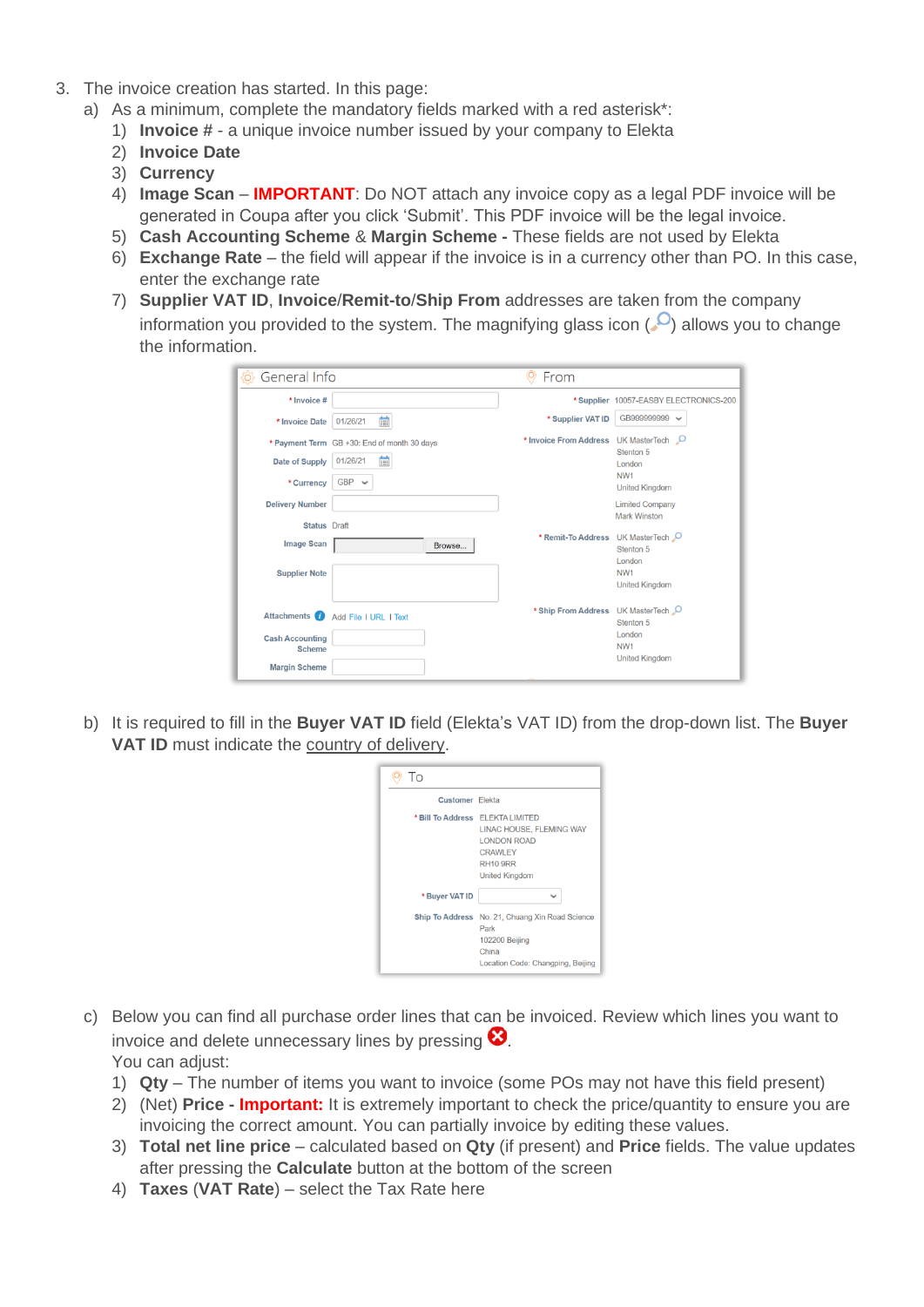3. The invoice creation has started. In this page:

   a) As a minimum, complete the mandatory fields marked with a red asterisk*:

      1) **Invoice #** - a unique invoice number issued by your company to Elekta
      2) **Invoice Date**
      3) **Currency**
      4) **Image Scan** – **IMPORTANT**: Do NOT attach any invoice copy as a legal PDF invoice will be generated in Coupa after you click 'Submit'. This PDF invoice will be the legal invoice.
      5) **Cash Accounting Scheme** & **Margin Scheme -** These fields are not used by Elekta
      6) **Exchange Rate** – the field will appear if the invoice is in a currency other than PO. In this case, enter the exchange rate
      7) **Supplier VAT ID**, **Invoice/Remit-to/Ship From** addresses are taken from the company information you provided to the system. The magnifying glass icon (🔍) allows you to change the information.

   b) It is required to fill in the **Buyer VAT ID** field (Elekta's VAT ID) from the drop-down list. The **Buyer VAT ID** must indicate the country of delivery.

   c) Below you can find all purchase order lines that can be invoiced. Review which lines you want to invoice and delete unnecessary lines by pressing ❌.
      You can adjust:

      1) **Qty** – The number of items you want to invoice (some POs may not have this field present)
      2) (Net) **Price - Important:** It is extremely important to check the price/quantity to ensure you are invoicing the correct amount. You can partially invoice by editing these values.
      3) **Total net line price** – calculated based on **Qty** (if present) and **Price** fields. The value updates after pressing the **Calculate** button at the bottom of the screen
      4) **Taxes** (**VAT Rate**) – select the Tax Rate here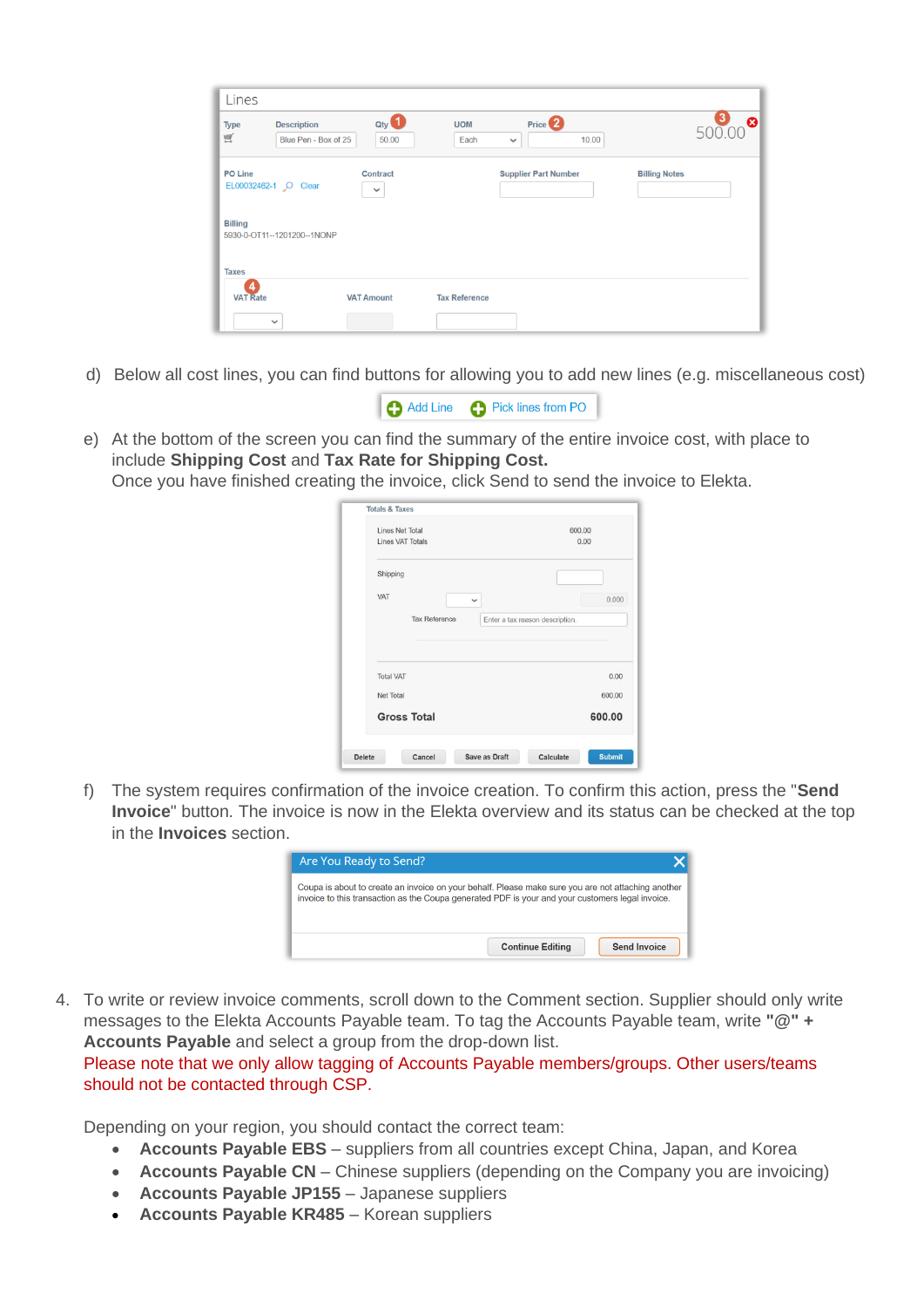d) Below all cost lines, you can find buttons for allowing you to add new lines (e.g. miscellaneous cost)

e) At the bottom of the screen you can find the summary of the entire invoice cost, with place to include **Shipping Cost** and **Tax Rate for Shipping Cost.**
Once you have finished creating the invoice, click Send to send the invoice to Elekta.

f) The system requires confirmation of the invoice creation. To confirm this action, press the "**Send Invoice**" button. The invoice is now in the Elekta overview and its status can be checked at the top in the **Invoices** section.

4. To write or review invoice comments, scroll down to the Comment section. Supplier should only write messages to the Elekta Accounts Payable team. To tag the Accounts Payable team, write **"@" + Accounts Payable** and select a group from the drop-down list.
Please note that we only allow tagging of Accounts Payable members/groups. Other users/teams should not be contacted through CSP.

Depending on your region, you should contact the correct team:

- **Accounts Payable EBS** – suppliers from all countries except China, Japan, and Korea
- **Accounts Payable CN** – Chinese suppliers (depending on the Company you are invoicing)
- **Accounts Payable JP155** – Japanese suppliers
- **Accounts Payable KR485** – Korean suppliers